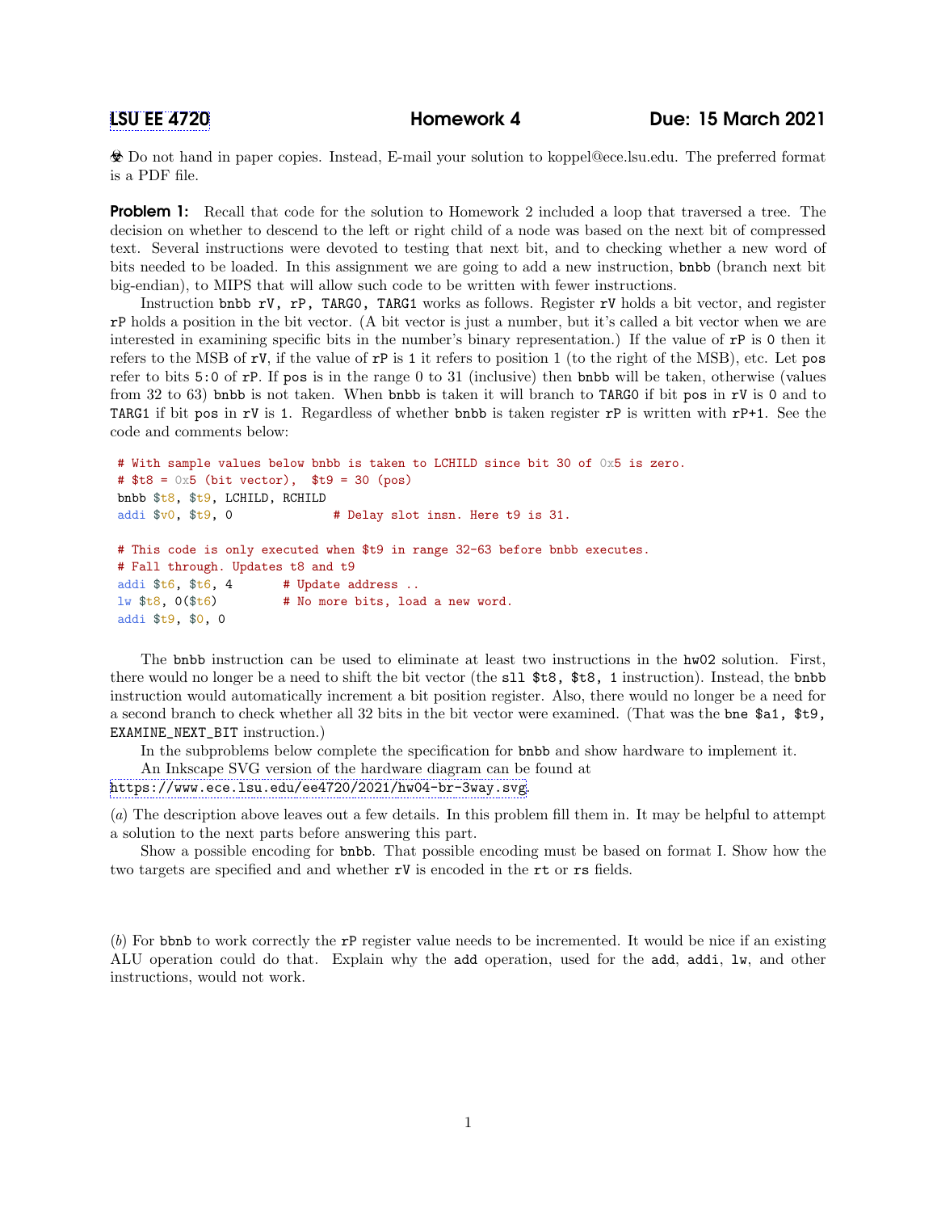# LSU EE 4720 Homework 4 Due: 15 March 2021

☣ Do not hand in paper copies. Instead, E-mail your solution to koppel@ece.lsu.edu. The preferred format is a PDF file.

**Problem 1:** Recall that code for the solution to Homework 2 included a loop that traversed a tree. The decision on whether to descend to the left or right child of a node was based on the next bit of compressed text. Several instructions were devoted to testing that next bit, and to checking whether a new word of bits needed to be loaded. In this assignment we are going to add a new instruction, `bnbb` (branch next bit big-endian), to MIPS that will allow such code to be written with fewer instructions.

Instruction `bnbb rV, rP, TARG0, TARG1` works as follows. Register `rV` holds a bit vector, and register `rP` holds a position in the bit vector. (A bit vector is just a number, but it's called a bit vector when we are interested in examining specific bits in the number's binary representation.) If the value of `rP` is `0` then it refers to the MSB of `rV`, if the value of `rP` is `1` it refers to position 1 (to the right of the MSB), etc. Let `pos` refer to bits `5:0` of `rP`. If `pos` is in the range 0 to 31 (inclusive) then `bnbb` will be taken, otherwise (values from 32 to 63) `bnbb` is not taken. When `bnbb` is taken it will branch to `TARG0` if bit `pos` in `rV` is `0` and to `TARG1` if bit `pos` in `rV` is `1`. Regardless of whether `bnbb` is taken register `rP` is written with `rP+1`. See the code and comments below:

```
# With sample values below bnbb is taken to LCHILD since bit 30 of 0x5 is zero.
# $t8 = 0x5 (bit vector),  $t9 = 30 (pos)
bnbb $t8, $t9, LCHILD, RCHILD
addi $v0, $t9, 0              # Delay slot insn. Here t9 is 31.

# This code is only executed when $t9 in range 32-63 before bnbb executes.
# Fall through. Updates t8 and t9
addi $t6, $t6, 4       # Update address ..
lw $t8, 0($t6)         # No more bits, load a new word.
addi $t9, $0, 0
```

The `bnbb` instruction can be used to eliminate at least two instructions in the `hw02` solution. First, there would no longer be a need to shift the bit vector (the `sll $t8, $t8, 1` instruction). Instead, the `bnbb` instruction would automatically increment a bit position register. Also, there would no longer be a need for a second branch to check whether all 32 bits in the bit vector were examined. (That was the `bne $a1, $t9, EXAMINE_NEXT_BIT` instruction.)

In the subproblems below complete the specification for `bnbb` and show hardware to implement it.

An Inkscape SVG version of the hardware diagram can be found at
https://www.ece.lsu.edu/ee4720/2021/hw04-br-3way.svg.

(*a*) The description above leaves out a few details. In this problem fill them in. It may be helpful to attempt a solution to the next parts before answering this part.

Show a possible encoding for `bnbb`. That possible encoding must be based on format I. Show how the two targets are specified and and whether `rV` is encoded in the `rt` or `rs` fields.

(*b*) For `bbnb` to work correctly the `rP` register value needs to be incremented. It would be nice if an existing ALU operation could do that. Explain why the `add` operation, used for the `add`, `addi`, `lw`, and other instructions, would not work.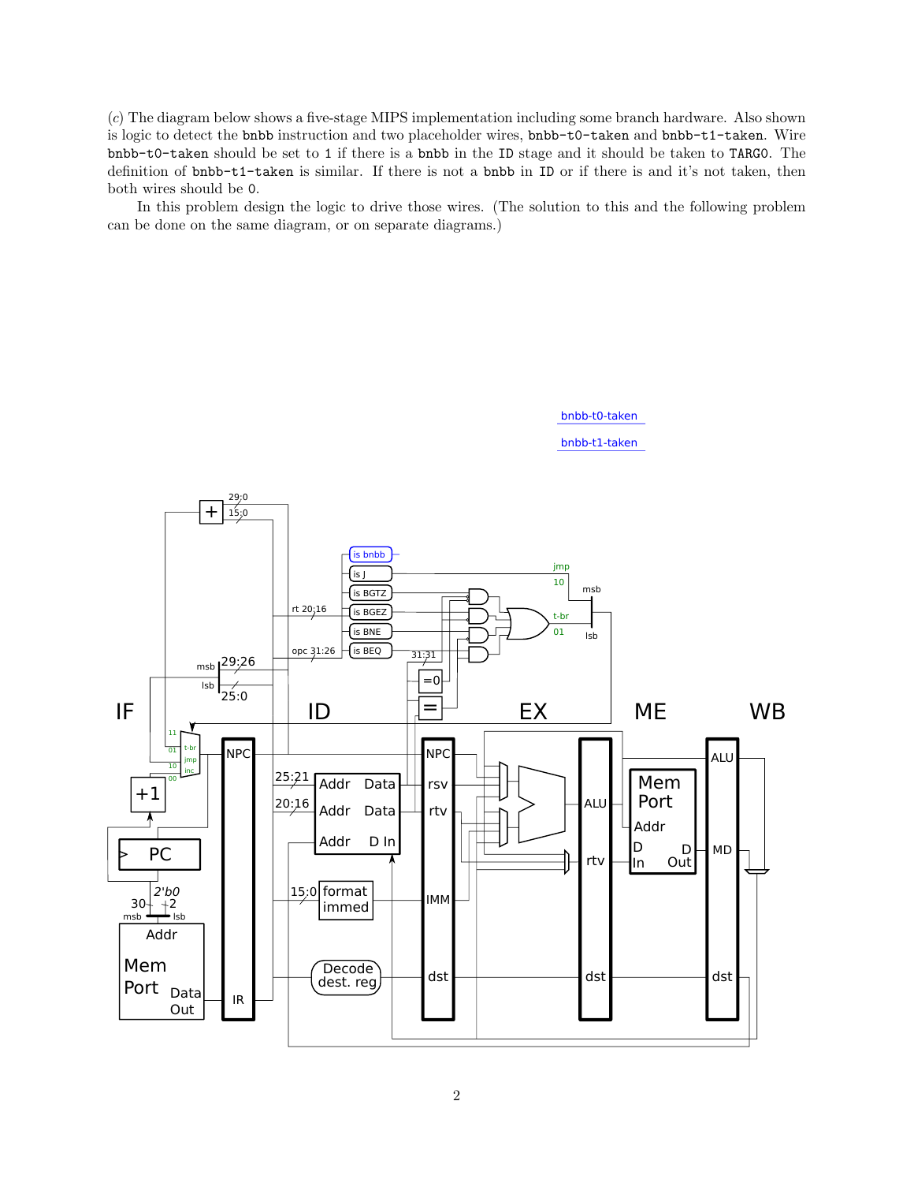(*c*) The diagram below shows a five-stage MIPS implementation including some branch hardware. Also shown is logic to detect the `bnbb` instruction and two placeholder wires, `bnbb-t0-taken` and `bnbb-t1-taken`. Wire `bnbb-t0-taken` should be set to 1 if there is a `bnbb` in the `ID` stage and it should be taken to `TARG0`. The definition of `bnbb-t1-taken` is similar. If there is not a `bnbb` in `ID` or if there is and it's not taken, then both wires should be `0`.

In this problem design the logic to drive those wires. (The solution to this and the following problem can be done on the same diagram, or on separate diagrams.)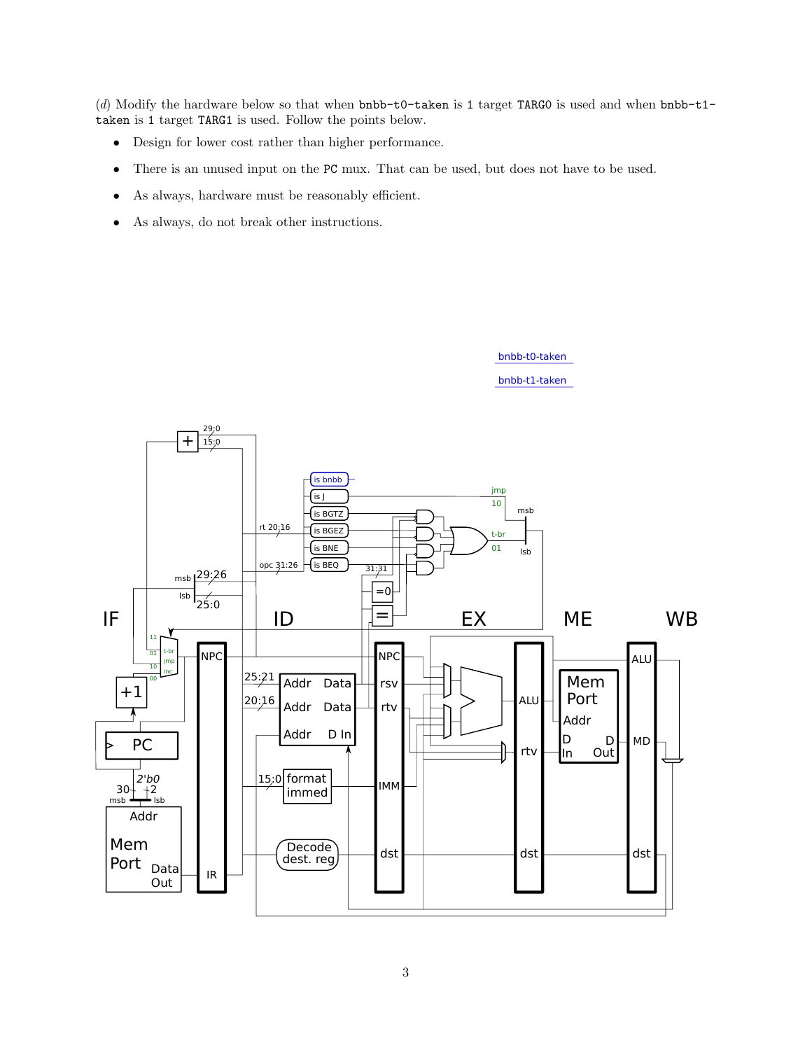(*d*) Modify the hardware below so that when bnbb-t0-taken is 1 target TARG0 is used and when bnbb-t1-taken is 1 target TARG1 is used. Follow the points below.

- Design for lower cost rather than higher performance.
- There is an unused input on the PC mux. That can be used, but does not have to be used.
- As always, hardware must be reasonably efficient.
- As always, do not break other instructions.

bnbb-t0-taken

bnbb-t1-taken

29:0
15:0
is bnbb
is J
is BGTZ
is BGEZ
is BNE
is BEQ
jmp
10
msb
t-br
01
lsb
rt 20:16
opc 31:26
31:31
=0
=
msb 29:26
lsb 25:0
IF
ID
EX
ME
WB
11
01
10
00
t-br
jmp
inc
NPC
NPC
25:21
20:16
Addr Data
Addr Data
Addr D In
rsv
rtv
ALU
rtv
Mem Port
Addr
D In
D Out
ALU
MD
+1
PC
2'b0
30
2
msb
lsb
Addr
Mem Port
Data Out
IR
15:0
format immed
IMM
Decode dest. reg
dst
dst
dst